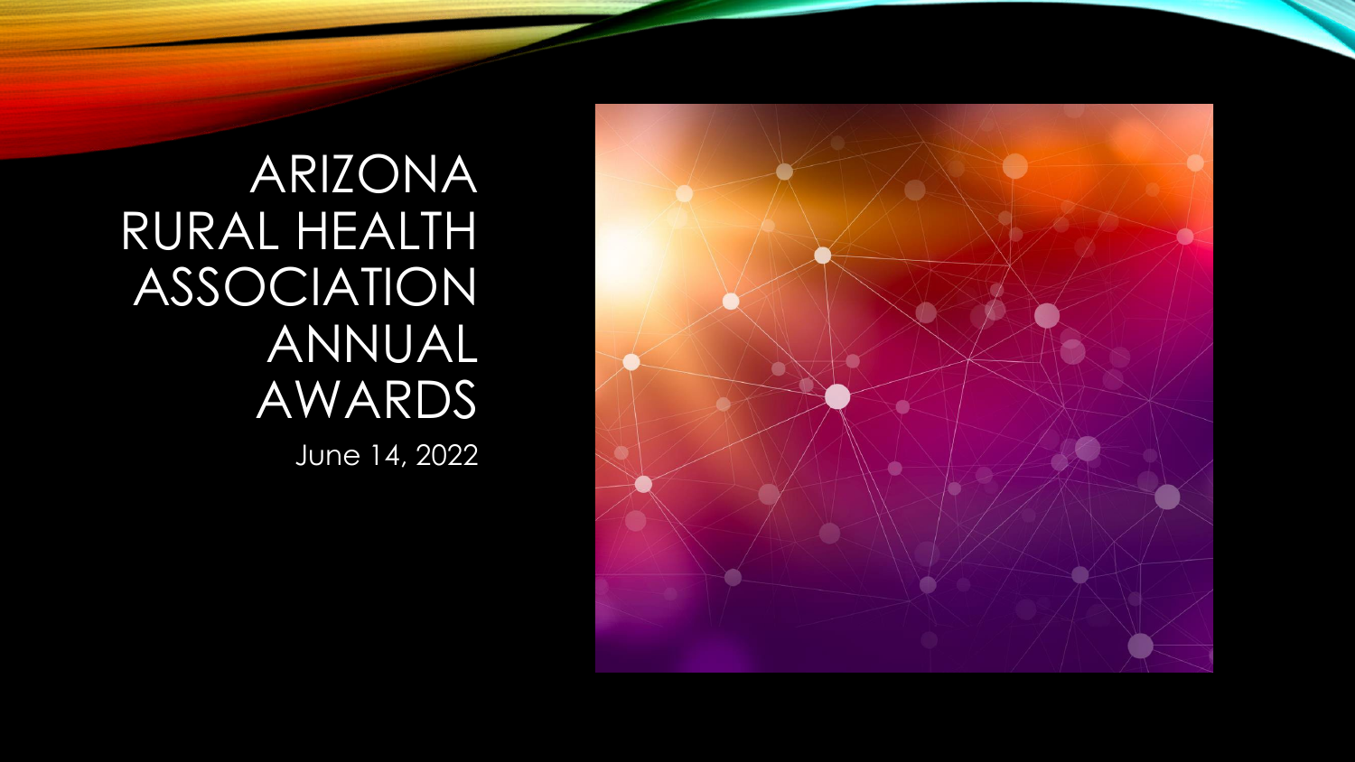# ARIZONA RURAL HEALTH ASSOCIATION ANNUAL AWARDS

June 14, 2022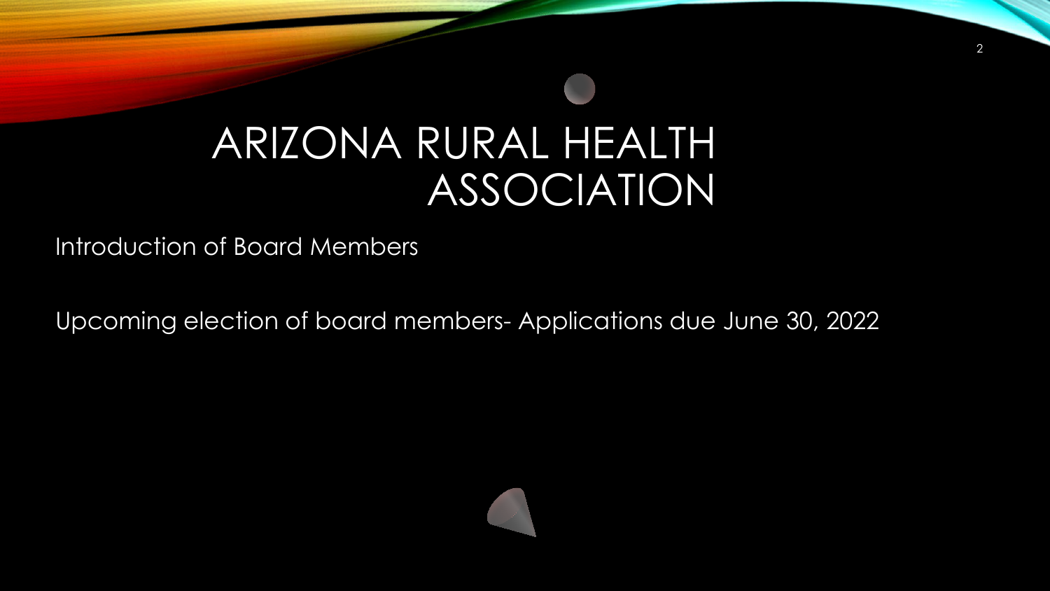# ARIZONA RURAL HEALTH ASSOCIATION

Introduction of Board Members

Upcoming election of board members- Applications due June 30, 2022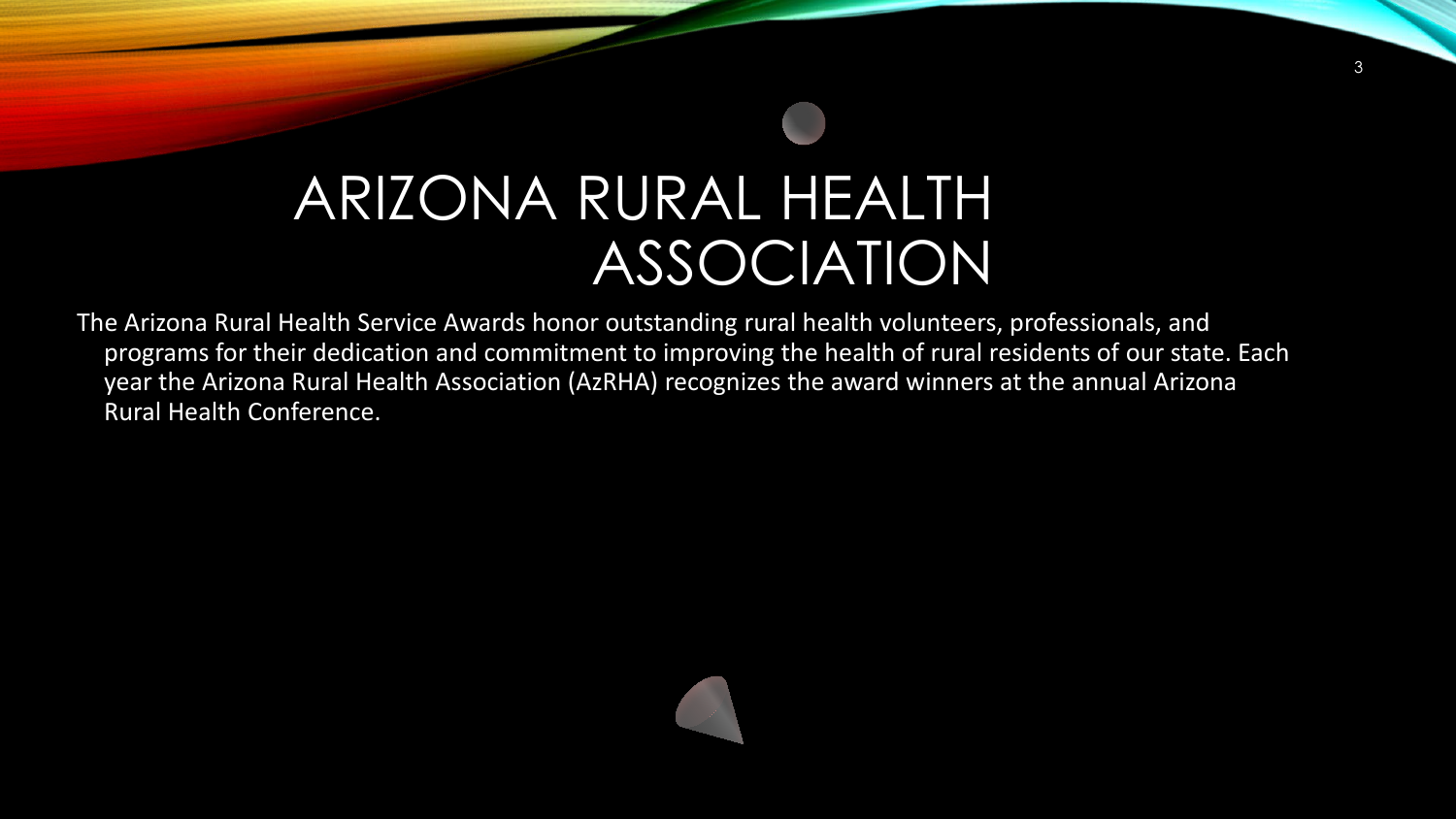# ARIZONA RURAL HEALTH ASSOCIATION

The Arizona Rural Health Service Awards honor outstanding rural health volunteers, professionals, and programs for their dedication and commitment to improving the health of rural residents of our state. Each year the Arizona Rural Health Association (AzRHA) recognizes the award winners at the annual Arizona Rural Health Conference.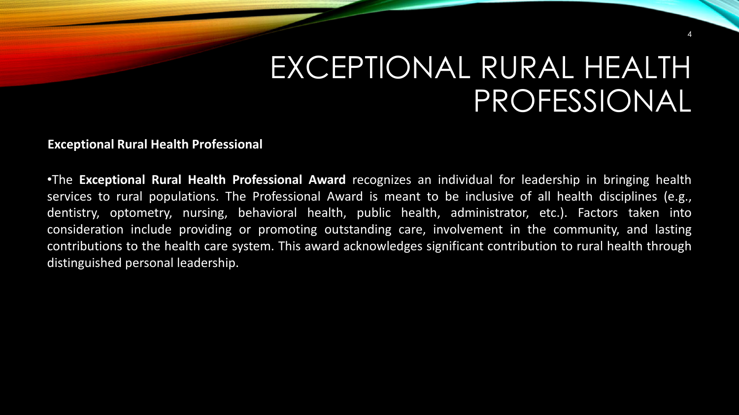# EXCEPTIONAL RURAL HEALTH PROFESSIONAL

**Exceptional Rural Health Professional**

- The **Exceptional Rural Health Professional Award** recognizes an individual for leadership in bringing health services to rural populations. The Professional Award is meant to be inclusive of all health disciplines (e.g., dentistry, optometry, nursing, behavioral health, public health, administrator, etc.). Factors taken into consideration include providing or promoting outstanding care, involvement in the community, and lasting contributions to the health care system. This award acknowledges significant contribution to rural health through distinguished personal leadership.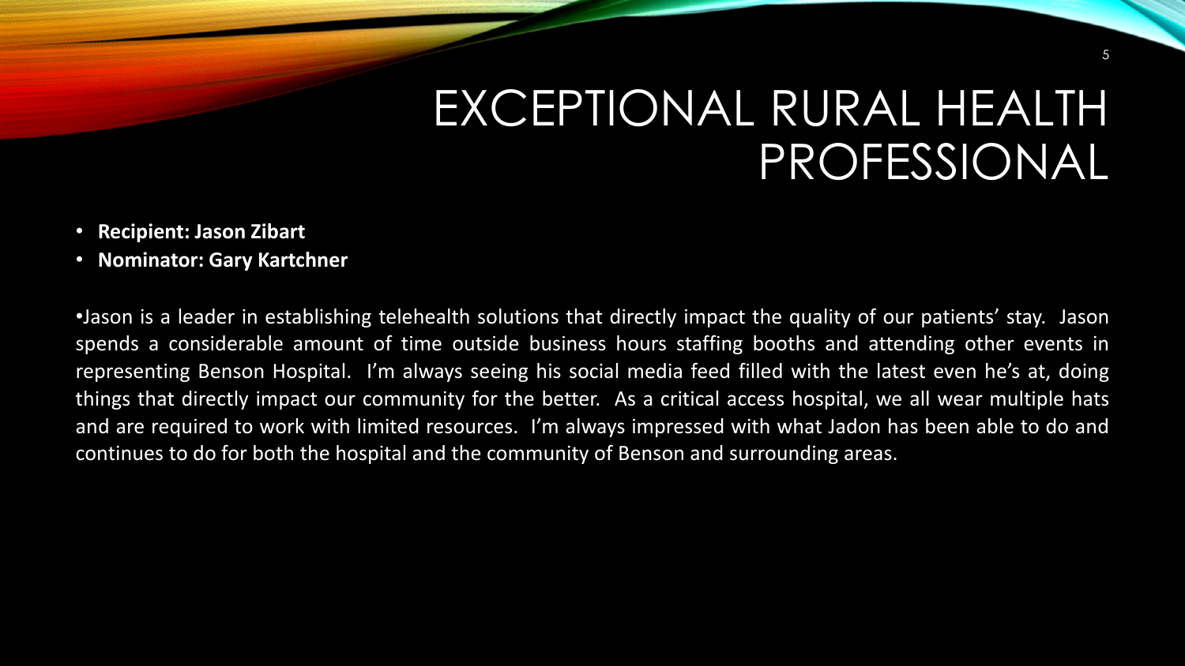# EXCEPTIONAL RURAL HEALTH PROFESSIONAL

- **Recipient: Jason Zibart**
- **Nominator: Gary Kartchner**

•Jason is a leader in establishing telehealth solutions that directly impact the quality of our patients' stay. Jason spends a considerable amount of time outside business hours staffing booths and attending other events in representing Benson Hospital. I'm always seeing his social media feed filled with the latest even he's at, doing things that directly impact our community for the better. As a critical access hospital, we all wear multiple hats and are required to work with limited resources. I'm always impressed with what Jadon has been able to do and continues to do for both the hospital and the community of Benson and surrounding areas.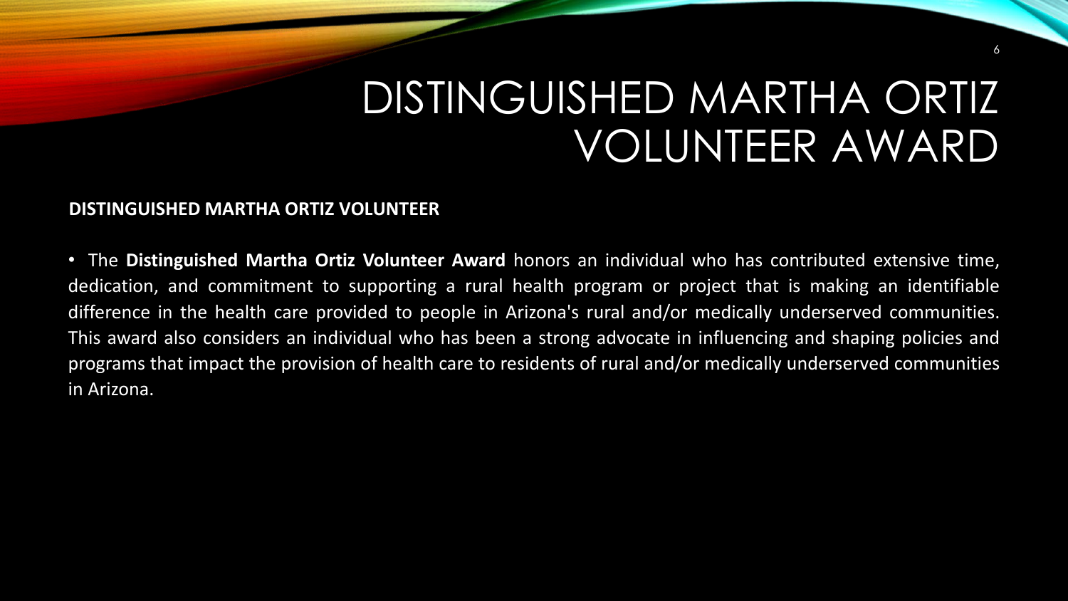# DISTINGUISHED MARTHA ORTIZ VOLUNTEER AWARD

**DISTINGUISHED MARTHA ORTIZ VOLUNTEER**

- The **Distinguished Martha Ortiz Volunteer Award** honors an individual who has contributed extensive time, dedication, and commitment to supporting a rural health program or project that is making an identifiable difference in the health care provided to people in Arizona's rural and/or medically underserved communities. This award also considers an individual who has been a strong advocate in influencing and shaping policies and programs that impact the provision of health care to residents of rural and/or medically underserved communities in Arizona.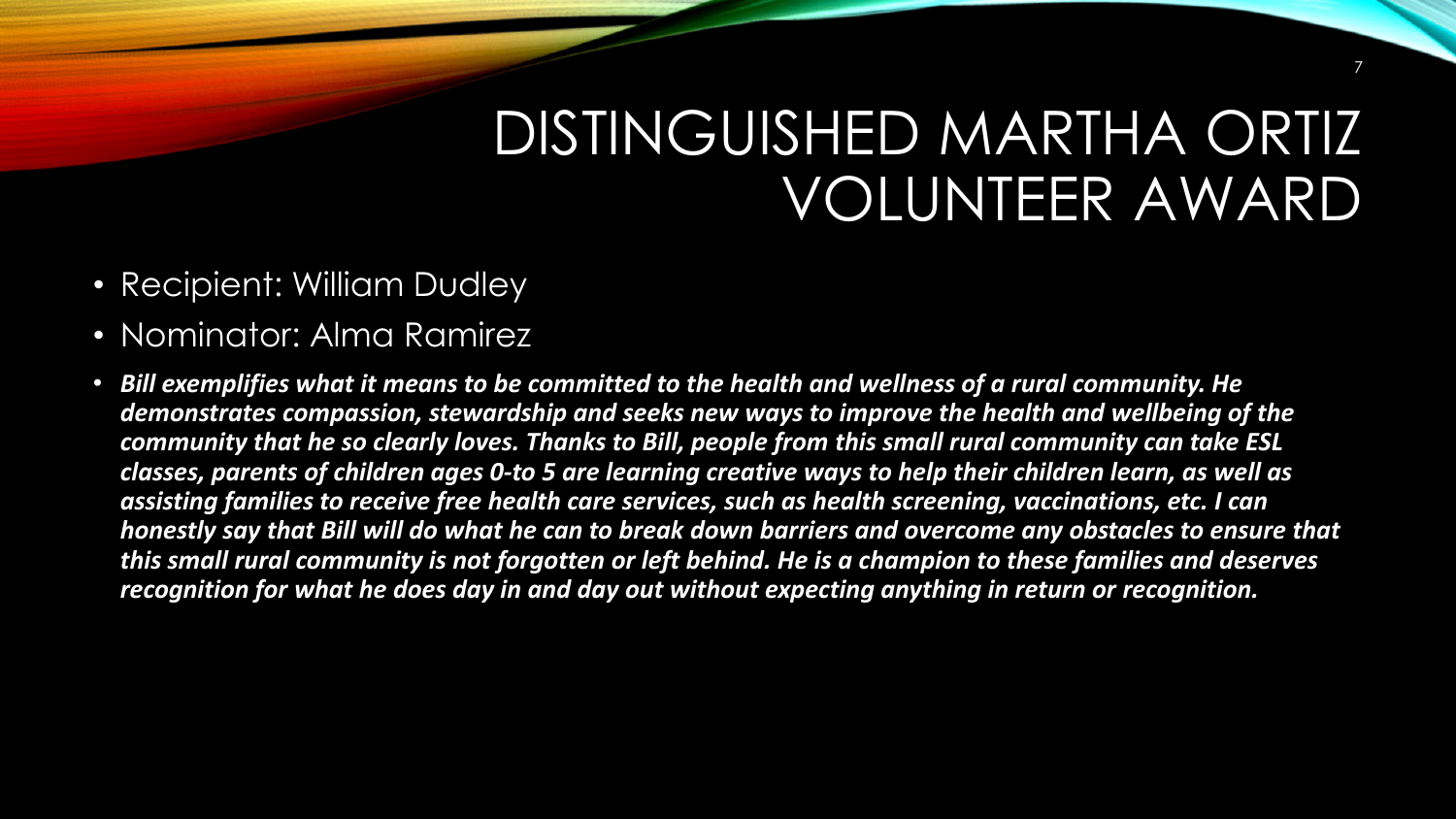# DISTINGUISHED MARTHA ORTIZ VOLUNTEER AWARD

- Recipient: William Dudley
- Nominator: Alma Ramirez
- ***Bill exemplifies what it means to be committed to the health and wellness of a rural community. He demonstrates compassion, stewardship and seeks new ways to improve the health and wellbeing of the community that he so clearly loves. Thanks to Bill, people from this small rural community can take ESL classes, parents of children ages 0-to 5 are learning creative ways to help their children learn, as well as assisting families to receive free health care services, such as health screening, vaccinations, etc. I can honestly say that Bill will do what he can to break down barriers and overcome any obstacles to ensure that this small rural community is not forgotten or left behind. He is a champion to these families and deserves recognition for what he does day in and day out without expecting anything in return or recognition.***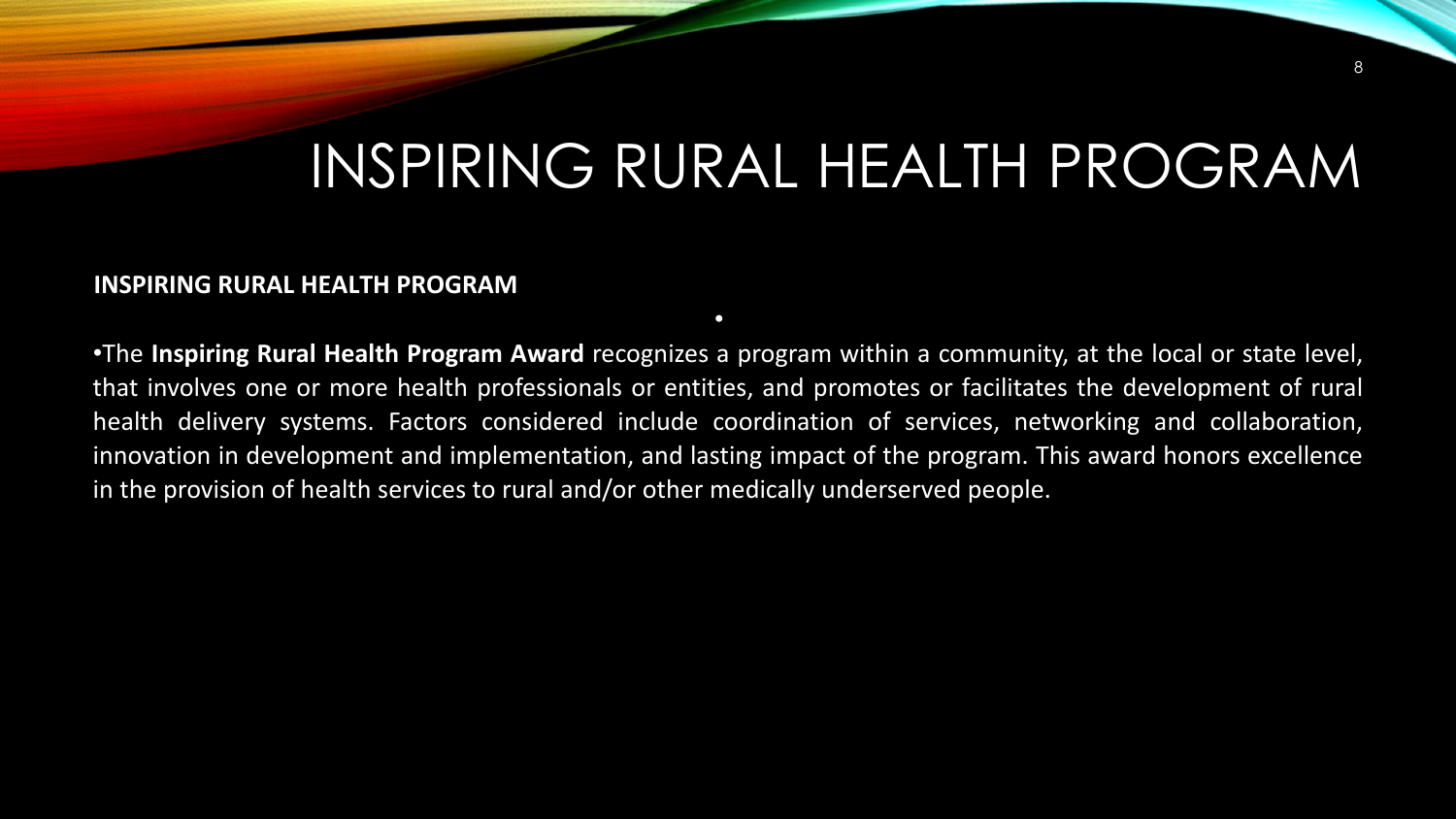# INSPIRING RURAL HEALTH PROGRAM

**INSPIRING RURAL HEALTH PROGRAM**

- The **Inspiring Rural Health Program Award** recognizes a program within a community, at the local or state level, that involves one or more health professionals or entities, and promotes or facilitates the development of rural health delivery systems. Factors considered include coordination of services, networking and collaboration, innovation in development and implementation, and lasting impact of the program. This award honors excellence in the provision of health services to rural and/or other medically underserved people.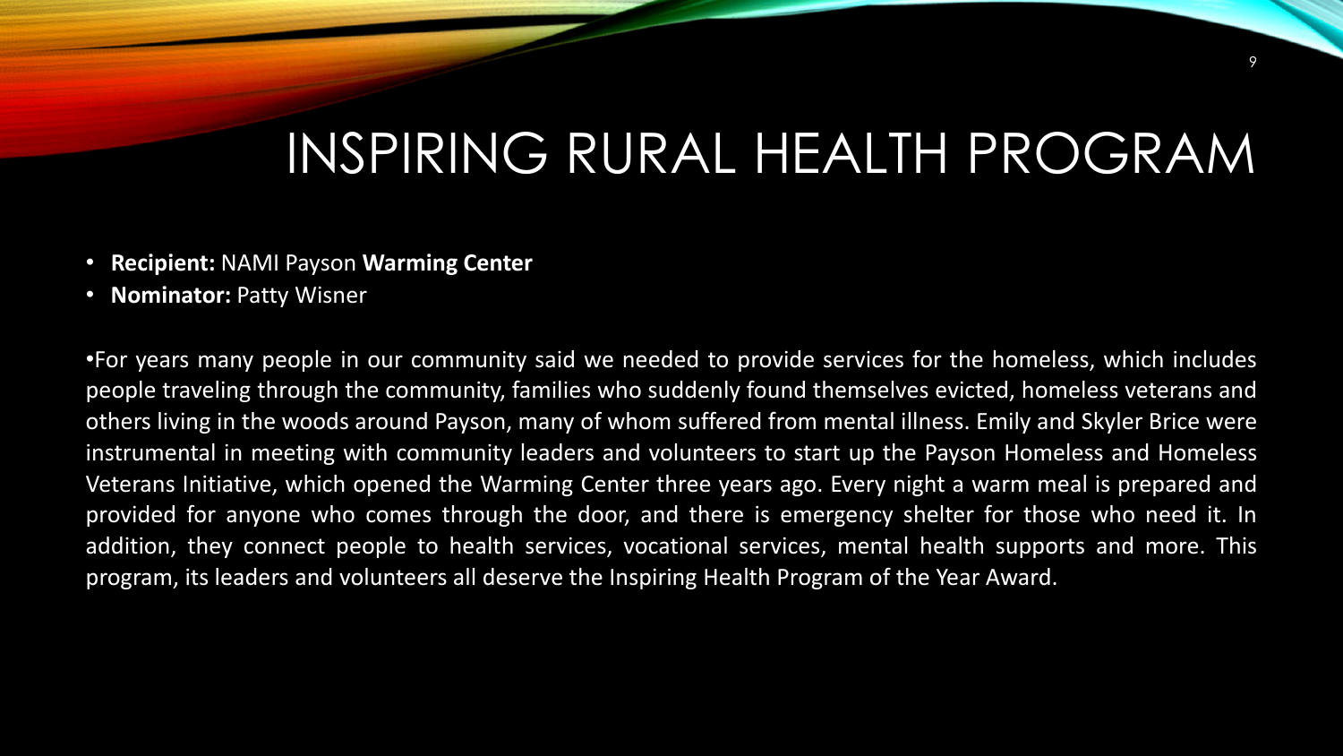# INSPIRING RURAL HEALTH PROGRAM

- **Recipient:** NAMI Payson **Warming Center**
- **Nominator:** Patty Wisner

•For years many people in our community said we needed to provide services for the homeless, which includes people traveling through the community, families who suddenly found themselves evicted, homeless veterans and others living in the woods around Payson, many of whom suffered from mental illness. Emily and Skyler Brice were instrumental in meeting with community leaders and volunteers to start up the Payson Homeless and Homeless Veterans Initiative, which opened the Warming Center three years ago. Every night a warm meal is prepared and provided for anyone who comes through the door, and there is emergency shelter for those who need it. In addition, they connect people to health services, vocational services, mental health supports and more. This program, its leaders and volunteers all deserve the Inspiring Health Program of the Year Award.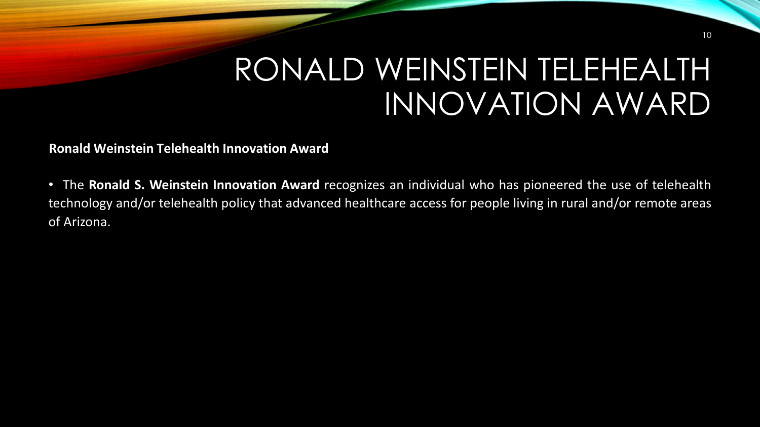# RONALD WEINSTEIN TELEHEALTH INNOVATION AWARD

**Ronald Weinstein Telehealth Innovation Award**

- The **Ronald S. Weinstein Innovation Award** recognizes an individual who has pioneered the use of telehealth technology and/or telehealth policy that advanced healthcare access for people living in rural and/or remote areas of Arizona.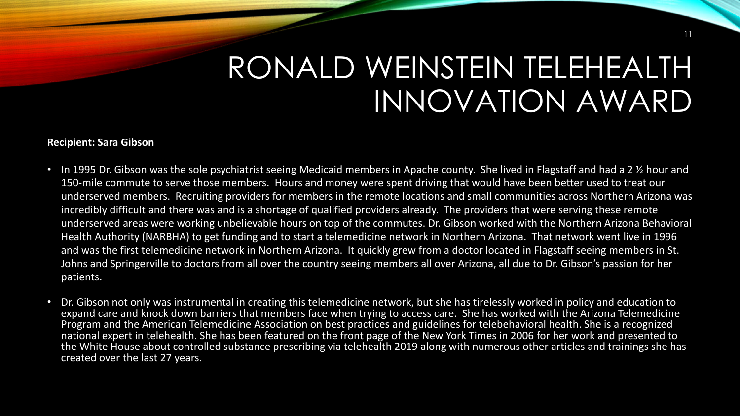# RONALD WEINSTEIN TELEHEALTH INNOVATION AWARD

**Recipient: Sara Gibson**

- In 1995 Dr. Gibson was the sole psychiatrist seeing Medicaid members in Apache county. She lived in Flagstaff and had a 2 ½ hour and 150-mile commute to serve those members. Hours and money were spent driving that would have been better used to treat our underserved members. Recruiting providers for members in the remote locations and small communities across Northern Arizona was incredibly difficult and there was and is a shortage of qualified providers already. The providers that were serving these remote underserved areas were working unbelievable hours on top of the commutes. Dr. Gibson worked with the Northern Arizona Behavioral Health Authority (NARBHA) to get funding and to start a telemedicine network in Northern Arizona. That network went live in 1996 and was the first telemedicine network in Northern Arizona. It quickly grew from a doctor located in Flagstaff seeing members in St. Johns and Springerville to doctors from all over the country seeing members all over Arizona, all due to Dr. Gibson's passion for her patients.

- Dr. Gibson not only was instrumental in creating this telemedicine network, but she has tirelessly worked in policy and education to expand care and knock down barriers that members face when trying to access care. She has worked with the Arizona Telemedicine Program and the American Telemedicine Association on best practices and guidelines for telebehavioral health. She is a recognized national expert in telehealth. She has been featured on the front page of the New York Times in 2006 for her work and presented to the White House about controlled substance prescribing via telehealth 2019 along with numerous other articles and trainings she has created over the last 27 years.